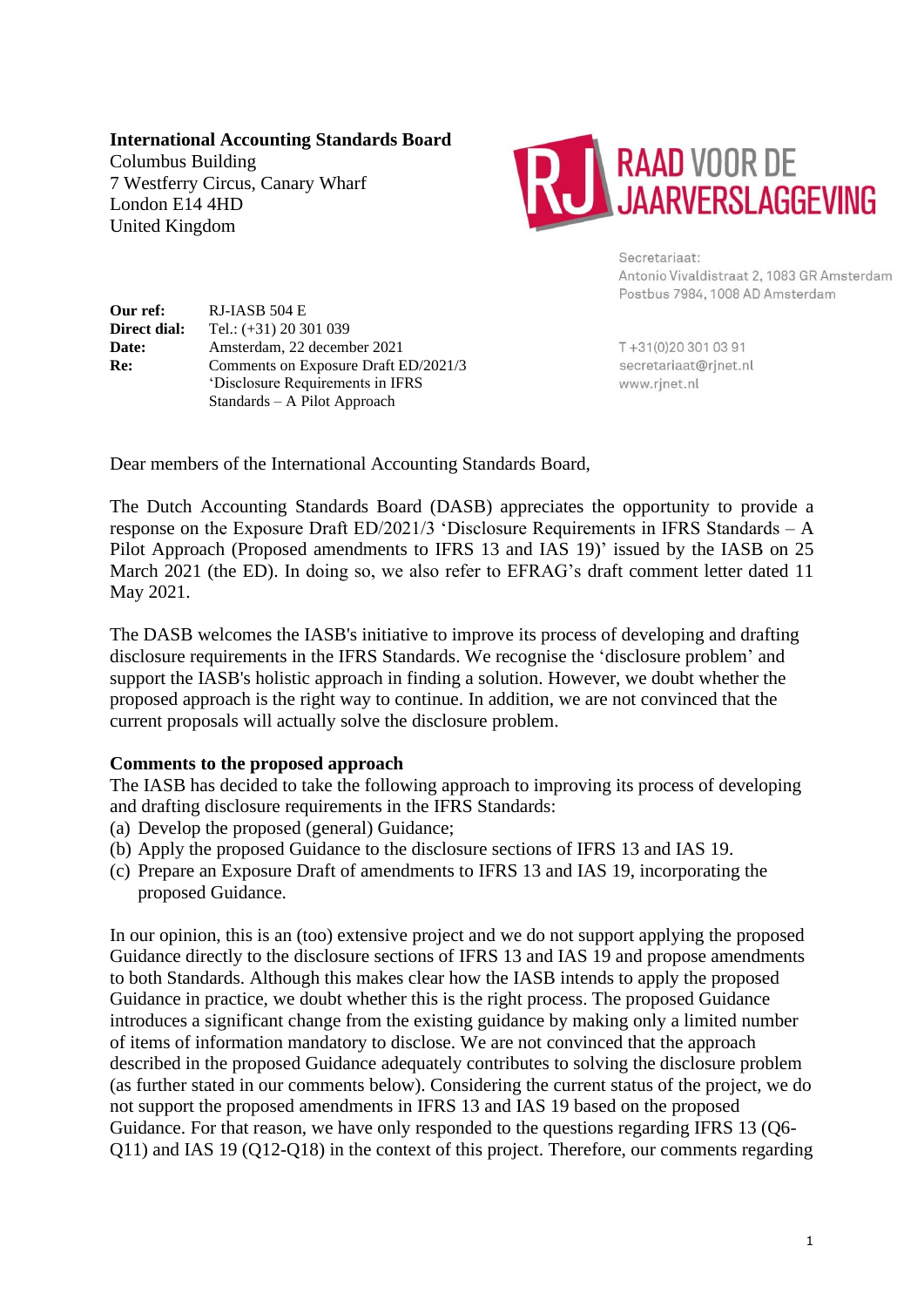**International Accounting Standards Board**
Columbus Building
7 Westferry Circus, Canary Wharf
London E14 4HD
United Kingdom

RAAD VOOR DE JAARVERSLAGGEVING

Secretariaat:
Antonio Vivaldistraat 2, 1083 GR Amsterdam
Postbus 7984, 1008 AD Amsterdam

T +31(0)20 301 03 91
secretariaat@rjnet.nl
www.rjnet.nl

| | |
|---|---|
| **Our ref:** | RJ-IASB 504 E |
| **Direct dial:** | Tel.: (+31) 20 301 039 |
| **Date:** | Amsterdam, 22 december 2021 |
| **Re:** | Comments on Exposure Draft ED/2021/3 'Disclosure Requirements in IFRS Standards – A Pilot Approach |

Dear members of the International Accounting Standards Board,

The Dutch Accounting Standards Board (DASB) appreciates the opportunity to provide a response on the Exposure Draft ED/2021/3 'Disclosure Requirements in IFRS Standards – A Pilot Approach (Proposed amendments to IFRS 13 and IAS 19)' issued by the IASB on 25 March 2021 (the ED). In doing so, we also refer to EFRAG's draft comment letter dated 11 May 2021.

The DASB welcomes the IASB's initiative to improve its process of developing and drafting disclosure requirements in the IFRS Standards. We recognise the 'disclosure problem' and support the IASB's holistic approach in finding a solution. However, we doubt whether the proposed approach is the right way to continue. In addition, we are not convinced that the current proposals will actually solve the disclosure problem.

**Comments to the proposed approach**

The IASB has decided to take the following approach to improving its process of developing and drafting disclosure requirements in the IFRS Standards:

(a) Develop the proposed (general) Guidance;
(b) Apply the proposed Guidance to the disclosure sections of IFRS 13 and IAS 19.
(c) Prepare an Exposure Draft of amendments to IFRS 13 and IAS 19, incorporating the proposed Guidance.

In our opinion, this is an (too) extensive project and we do not support applying the proposed Guidance directly to the disclosure sections of IFRS 13 and IAS 19 and propose amendments to both Standards. Although this makes clear how the IASB intends to apply the proposed Guidance in practice, we doubt whether this is the right process. The proposed Guidance introduces a significant change from the existing guidance by making only a limited number of items of information mandatory to disclose. We are not convinced that the approach described in the proposed Guidance adequately contributes to solving the disclosure problem (as further stated in our comments below). Considering the current status of the project, we do not support the proposed amendments in IFRS 13 and IAS 19 based on the proposed Guidance. For that reason, we have only responded to the questions regarding IFRS 13 (Q6-Q11) and IAS 19 (Q12-Q18) in the context of this project. Therefore, our comments regarding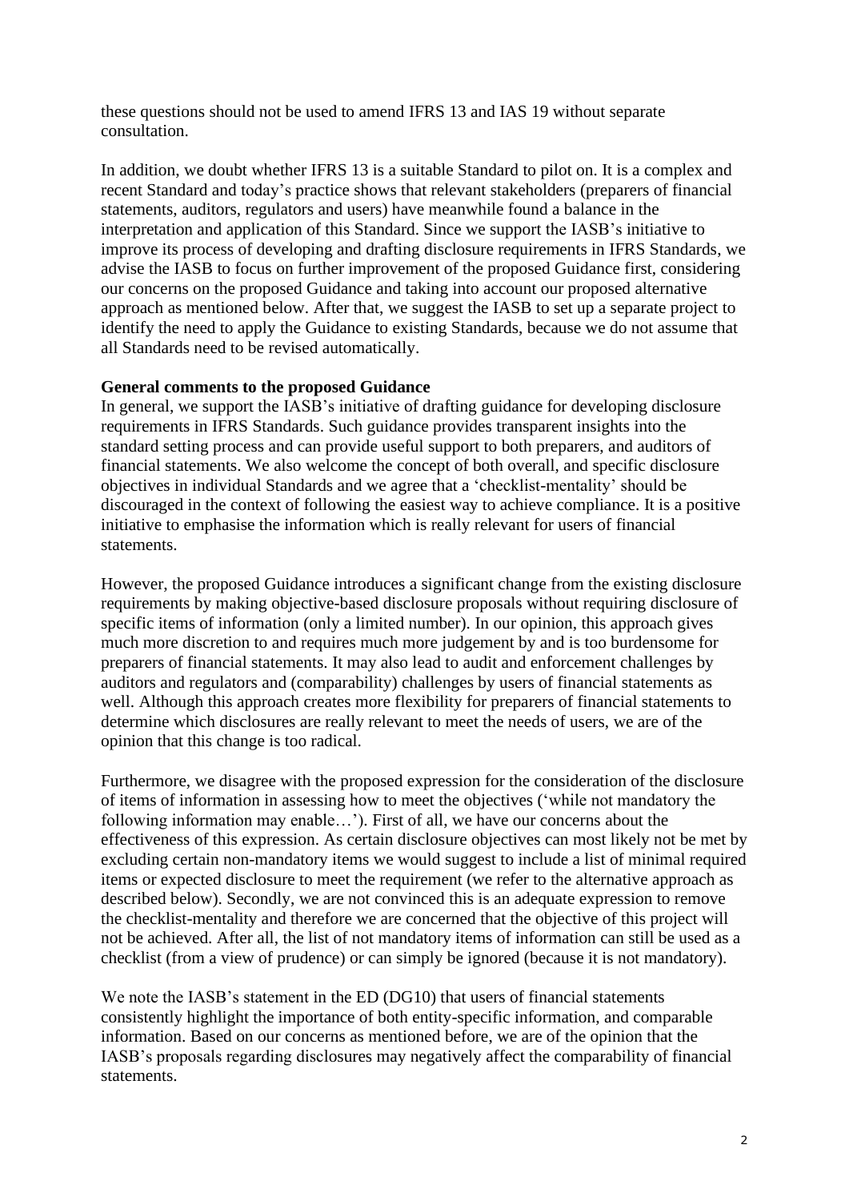these questions should not be used to amend IFRS 13 and IAS 19 without separate consultation.

In addition, we doubt whether IFRS 13 is a suitable Standard to pilot on. It is a complex and recent Standard and today's practice shows that relevant stakeholders (preparers of financial statements, auditors, regulators and users) have meanwhile found a balance in the interpretation and application of this Standard. Since we support the IASB's initiative to improve its process of developing and drafting disclosure requirements in IFRS Standards, we advise the IASB to focus on further improvement of the proposed Guidance first, considering our concerns on the proposed Guidance and taking into account our proposed alternative approach as mentioned below. After that, we suggest the IASB to set up a separate project to identify the need to apply the Guidance to existing Standards, because we do not assume that all Standards need to be revised automatically.

**General comments to the proposed Guidance**

In general, we support the IASB's initiative of drafting guidance for developing disclosure requirements in IFRS Standards. Such guidance provides transparent insights into the standard setting process and can provide useful support to both preparers, and auditors of financial statements. We also welcome the concept of both overall, and specific disclosure objectives in individual Standards and we agree that a 'checklist-mentality' should be discouraged in the context of following the easiest way to achieve compliance. It is a positive initiative to emphasise the information which is really relevant for users of financial statements.

However, the proposed Guidance introduces a significant change from the existing disclosure requirements by making objective-based disclosure proposals without requiring disclosure of specific items of information (only a limited number). In our opinion, this approach gives much more discretion to and requires much more judgement by and is too burdensome for preparers of financial statements. It may also lead to audit and enforcement challenges by auditors and regulators and (comparability) challenges by users of financial statements as well. Although this approach creates more flexibility for preparers of financial statements to determine which disclosures are really relevant to meet the needs of users, we are of the opinion that this change is too radical.

Furthermore, we disagree with the proposed expression for the consideration of the disclosure of items of information in assessing how to meet the objectives ('while not mandatory the following information may enable…'). First of all, we have our concerns about the effectiveness of this expression. As certain disclosure objectives can most likely not be met by excluding certain non-mandatory items we would suggest to include a list of minimal required items or expected disclosure to meet the requirement (we refer to the alternative approach as described below). Secondly, we are not convinced this is an adequate expression to remove the checklist-mentality and therefore we are concerned that the objective of this project will not be achieved. After all, the list of not mandatory items of information can still be used as a checklist (from a view of prudence) or can simply be ignored (because it is not mandatory).

We note the IASB's statement in the ED (DG10) that users of financial statements consistently highlight the importance of both entity-specific information, and comparable information. Based on our concerns as mentioned before, we are of the opinion that the IASB's proposals regarding disclosures may negatively affect the comparability of financial statements.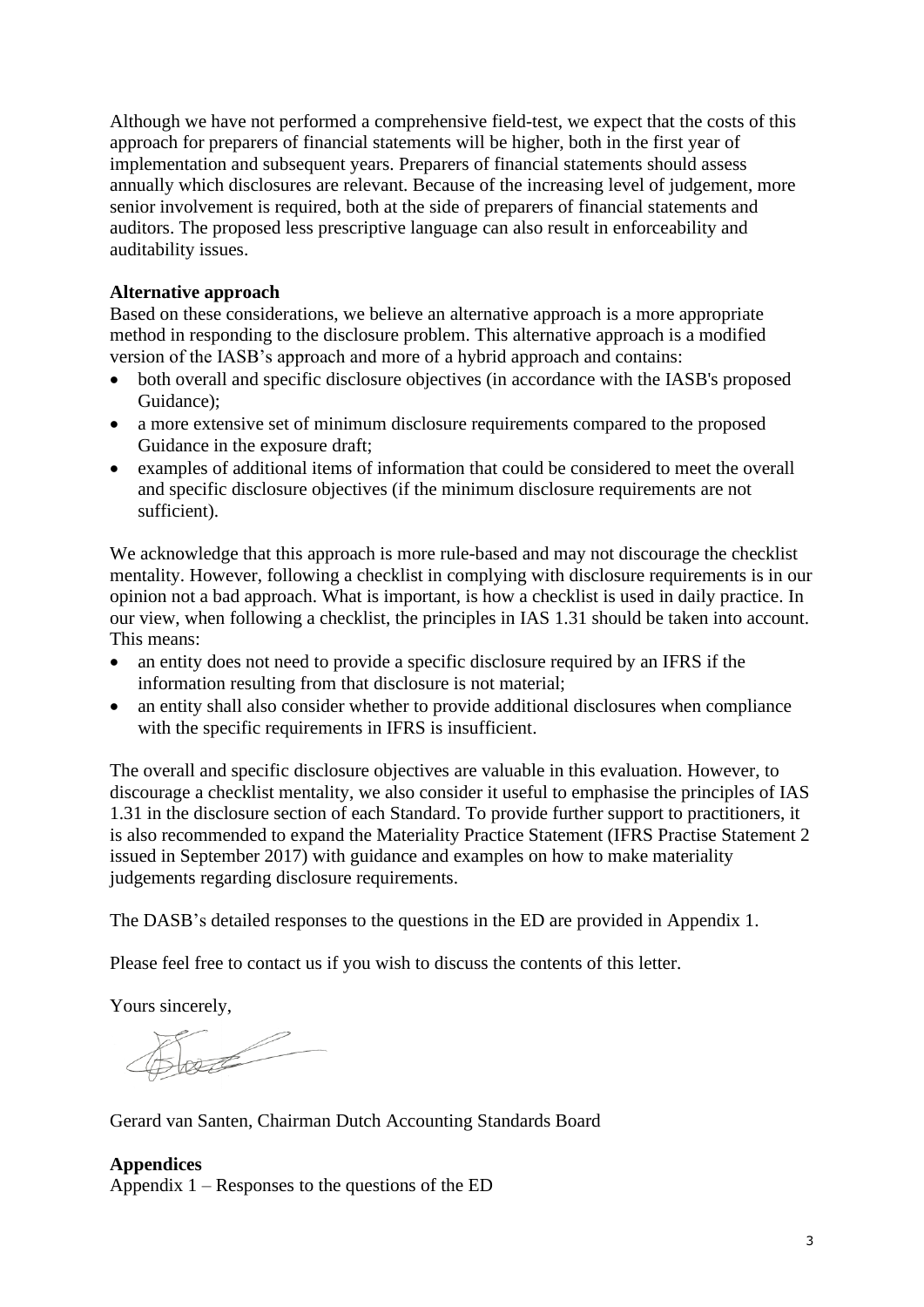Although we have not performed a comprehensive field-test, we expect that the costs of this approach for preparers of financial statements will be higher, both in the first year of implementation and subsequent years. Preparers of financial statements should assess annually which disclosures are relevant. Because of the increasing level of judgement, more senior involvement is required, both at the side of preparers of financial statements and auditors. The proposed less prescriptive language can also result in enforceability and auditability issues.

**Alternative approach**

Based on these considerations, we believe an alternative approach is a more appropriate method in responding to the disclosure problem. This alternative approach is a modified version of the IASB's approach and more of a hybrid approach and contains:

- both overall and specific disclosure objectives (in accordance with the IASB's proposed Guidance);
- a more extensive set of minimum disclosure requirements compared to the proposed Guidance in the exposure draft;
- examples of additional items of information that could be considered to meet the overall and specific disclosure objectives (if the minimum disclosure requirements are not sufficient).

We acknowledge that this approach is more rule-based and may not discourage the checklist mentality. However, following a checklist in complying with disclosure requirements is in our opinion not a bad approach. What is important, is how a checklist is used in daily practice. In our view, when following a checklist, the principles in IAS 1.31 should be taken into account. This means:

- an entity does not need to provide a specific disclosure required by an IFRS if the information resulting from that disclosure is not material;
- an entity shall also consider whether to provide additional disclosures when compliance with the specific requirements in IFRS is insufficient.

The overall and specific disclosure objectives are valuable in this evaluation. However, to discourage a checklist mentality, we also consider it useful to emphasise the principles of IAS 1.31 in the disclosure section of each Standard. To provide further support to practitioners, it is also recommended to expand the Materiality Practice Statement (IFRS Practise Statement 2 issued in September 2017) with guidance and examples on how to make materiality judgements regarding disclosure requirements.

The DASB's detailed responses to the questions in the ED are provided in Appendix 1.

Please feel free to contact us if you wish to discuss the contents of this letter.

Yours sincerely,

Gerard van Santen, Chairman Dutch Accounting Standards Board

**Appendices**

Appendix 1 – Responses to the questions of the ED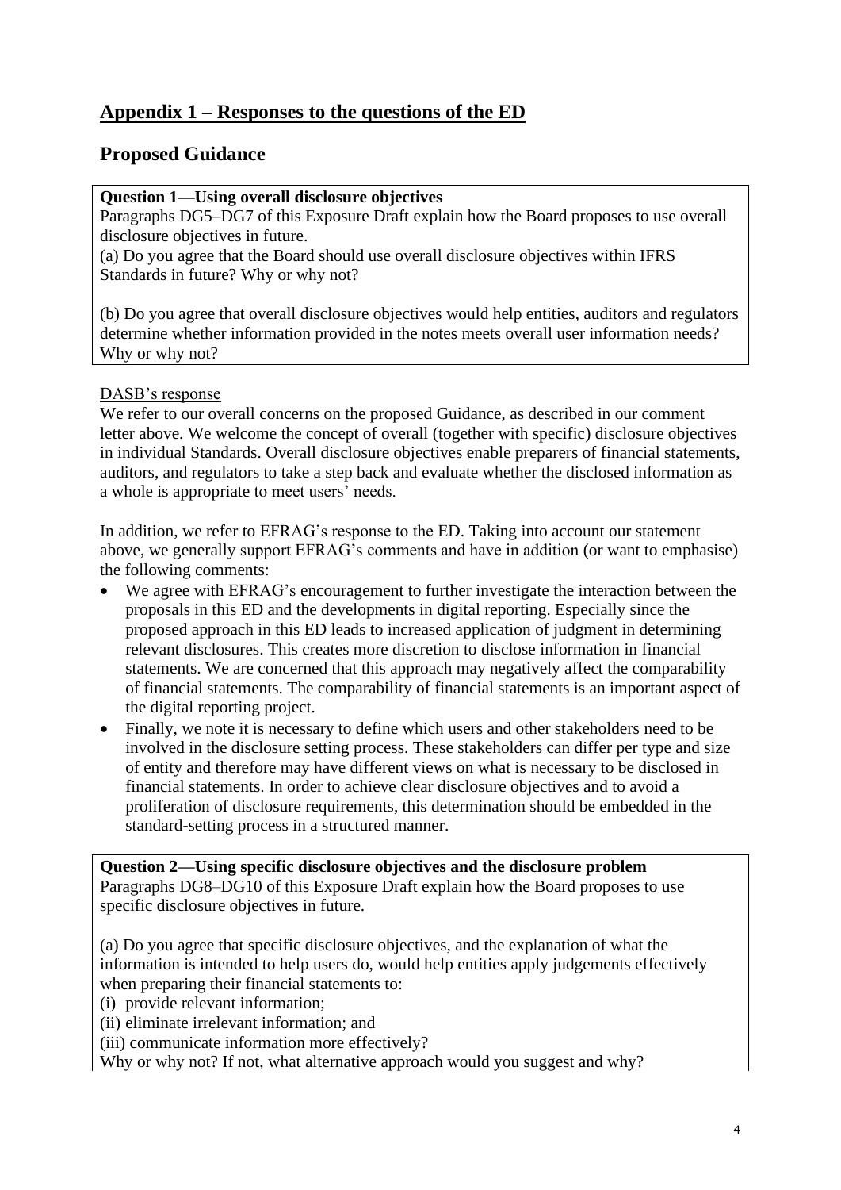## Appendix 1 – Responses to the questions of the ED

## Proposed Guidance

**Question 1—Using overall disclosure objectives**
Paragraphs DG5–DG7 of this Exposure Draft explain how the Board proposes to use overall disclosure objectives in future.
(a) Do you agree that the Board should use overall disclosure objectives within IFRS Standards in future? Why or why not?

(b) Do you agree that overall disclosure objectives would help entities, auditors and regulators determine whether information provided in the notes meets overall user information needs? Why or why not?

DASB's response

We refer to our overall concerns on the proposed Guidance, as described in our comment letter above. We welcome the concept of overall (together with specific) disclosure objectives in individual Standards. Overall disclosure objectives enable preparers of financial statements, auditors, and regulators to take a step back and evaluate whether the disclosed information as a whole is appropriate to meet users' needs.

In addition, we refer to EFRAG's response to the ED. Taking into account our statement above, we generally support EFRAG's comments and have in addition (or want to emphasise) the following comments:

- We agree with EFRAG's encouragement to further investigate the interaction between the proposals in this ED and the developments in digital reporting. Especially since the proposed approach in this ED leads to increased application of judgment in determining relevant disclosures. This creates more discretion to disclose information in financial statements. We are concerned that this approach may negatively affect the comparability of financial statements. The comparability of financial statements is an important aspect of the digital reporting project.
- Finally, we note it is necessary to define which users and other stakeholders need to be involved in the disclosure setting process. These stakeholders can differ per type and size of entity and therefore may have different views on what is necessary to be disclosed in financial statements. In order to achieve clear disclosure objectives and to avoid a proliferation of disclosure requirements, this determination should be embedded in the standard-setting process in a structured manner.

**Question 2—Using specific disclosure objectives and the disclosure problem**
Paragraphs DG8–DG10 of this Exposure Draft explain how the Board proposes to use specific disclosure objectives in future.

(a) Do you agree that specific disclosure objectives, and the explanation of what the information is intended to help users do, would help entities apply judgements effectively when preparing their financial statements to:
(i) provide relevant information;
(ii) eliminate irrelevant information; and
(iii) communicate information more effectively?
Why or why not? If not, what alternative approach would you suggest and why?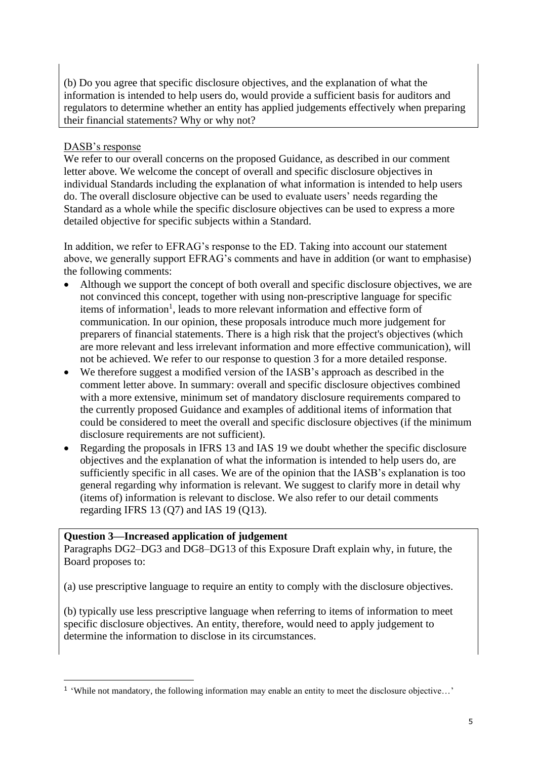(b) Do you agree that specific disclosure objectives, and the explanation of what the information is intended to help users do, would provide a sufficient basis for auditors and regulators to determine whether an entity has applied judgements effectively when preparing their financial statements? Why or why not?

DASB's response

We refer to our overall concerns on the proposed Guidance, as described in our comment letter above. We welcome the concept of overall and specific disclosure objectives in individual Standards including the explanation of what information is intended to help users do. The overall disclosure objective can be used to evaluate users' needs regarding the Standard as a whole while the specific disclosure objectives can be used to express a more detailed objective for specific subjects within a Standard.

In addition, we refer to EFRAG's response to the ED. Taking into account our statement above, we generally support EFRAG's comments and have in addition (or want to emphasise) the following comments:

- Although we support the concept of both overall and specific disclosure objectives, we are not convinced this concept, together with using non-prescriptive language for specific items of information[1], leads to more relevant information and effective form of communication. In our opinion, these proposals introduce much more judgement for preparers of financial statements. There is a high risk that the project's objectives (which are more relevant and less irrelevant information and more effective communication), will not be achieved. We refer to our response to question 3 for a more detailed response.
- We therefore suggest a modified version of the IASB's approach as described in the comment letter above. In summary: overall and specific disclosure objectives combined with a more extensive, minimum set of mandatory disclosure requirements compared to the currently proposed Guidance and examples of additional items of information that could be considered to meet the overall and specific disclosure objectives (if the minimum disclosure requirements are not sufficient).
- Regarding the proposals in IFRS 13 and IAS 19 we doubt whether the specific disclosure objectives and the explanation of what the information is intended to help users do, are sufficiently specific in all cases. We are of the opinion that the IASB's explanation is too general regarding why information is relevant. We suggest to clarify more in detail why (items of) information is relevant to disclose. We also refer to our detail comments regarding IFRS 13 (Q7) and IAS 19 (Q13).

**Question 3—Increased application of judgement**

Paragraphs DG2–DG3 and DG8–DG13 of this Exposure Draft explain why, in future, the Board proposes to:

(a) use prescriptive language to require an entity to comply with the disclosure objectives.

(b) typically use less prescriptive language when referring to items of information to meet specific disclosure objectives. An entity, therefore, would need to apply judgement to determine the information to disclose in its circumstances.

[1] 'While not mandatory, the following information may enable an entity to meet the disclosure objective…'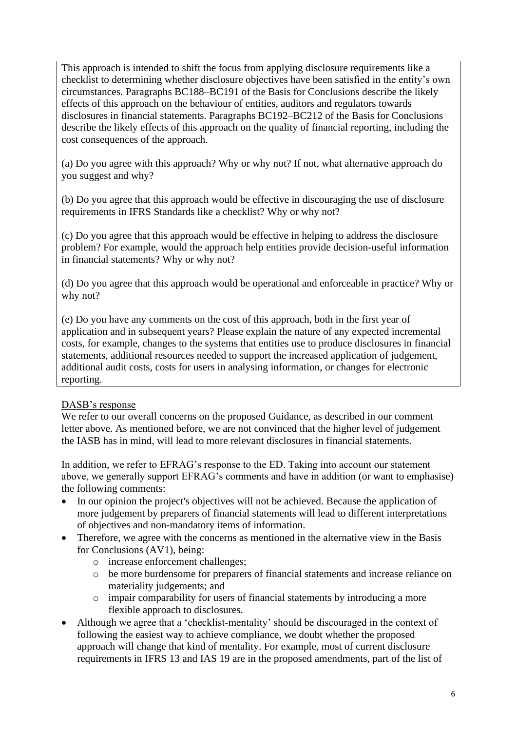This approach is intended to shift the focus from applying disclosure requirements like a checklist to determining whether disclosure objectives have been satisfied in the entity's own circumstances. Paragraphs BC188–BC191 of the Basis for Conclusions describe the likely effects of this approach on the behaviour of entities, auditors and regulators towards disclosures in financial statements. Paragraphs BC192–BC212 of the Basis for Conclusions describe the likely effects of this approach on the quality of financial reporting, including the cost consequences of the approach.

(a) Do you agree with this approach? Why or why not? If not, what alternative approach do you suggest and why?

(b) Do you agree that this approach would be effective in discouraging the use of disclosure requirements in IFRS Standards like a checklist? Why or why not?

(c) Do you agree that this approach would be effective in helping to address the disclosure problem? For example, would the approach help entities provide decision-useful information in financial statements? Why or why not?

(d) Do you agree that this approach would be operational and enforceable in practice? Why or why not?

(e) Do you have any comments on the cost of this approach, both in the first year of application and in subsequent years? Please explain the nature of any expected incremental costs, for example, changes to the systems that entities use to produce disclosures in financial statements, additional resources needed to support the increased application of judgement, additional audit costs, costs for users in analysing information, or changes for electronic reporting.

DASB's response

We refer to our overall concerns on the proposed Guidance, as described in our comment letter above. As mentioned before, we are not convinced that the higher level of judgement the IASB has in mind, will lead to more relevant disclosures in financial statements.

In addition, we refer to EFRAG's response to the ED. Taking into account our statement above, we generally support EFRAG's comments and have in addition (or want to emphasise) the following comments:

- In our opinion the project's objectives will not be achieved. Because the application of more judgement by preparers of financial statements will lead to different interpretations of objectives and non-mandatory items of information.
- Therefore, we agree with the concerns as mentioned in the alternative view in the Basis for Conclusions (AV1), being:
  - increase enforcement challenges;
  - be more burdensome for preparers of financial statements and increase reliance on materiality judgements; and
  - impair comparability for users of financial statements by introducing a more flexible approach to disclosures.
- Although we agree that a 'checklist-mentality' should be discouraged in the context of following the easiest way to achieve compliance, we doubt whether the proposed approach will change that kind of mentality. For example, most of current disclosure requirements in IFRS 13 and IAS 19 are in the proposed amendments, part of the list of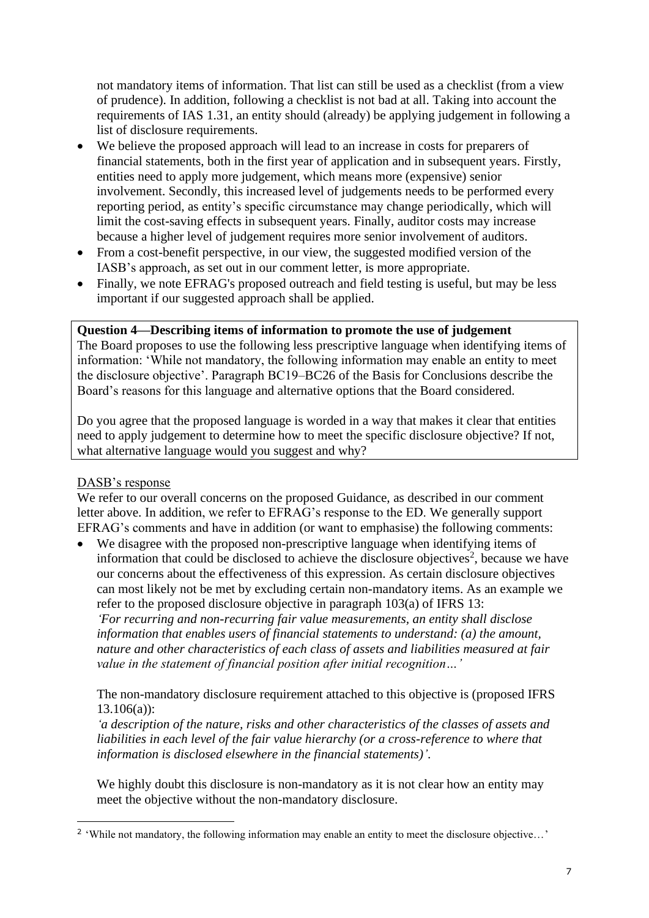not mandatory items of information. That list can still be used as a checklist (from a view of prudence). In addition, following a checklist is not bad at all. Taking into account the requirements of IAS 1.31, an entity should (already) be applying judgement in following a list of disclosure requirements.

- We believe the proposed approach will lead to an increase in costs for preparers of financial statements, both in the first year of application and in subsequent years. Firstly, entities need to apply more judgement, which means more (expensive) senior involvement. Secondly, this increased level of judgements needs to be performed every reporting period, as entity's specific circumstance may change periodically, which will limit the cost-saving effects in subsequent years. Finally, auditor costs may increase because a higher level of judgement requires more senior involvement of auditors.
- From a cost-benefit perspective, in our view, the suggested modified version of the IASB's approach, as set out in our comment letter, is more appropriate.
- Finally, we note EFRAG's proposed outreach and field testing is useful, but may be less important if our suggested approach shall be applied.

**Question 4—Describing items of information to promote the use of judgement**
The Board proposes to use the following less prescriptive language when identifying items of information: 'While not mandatory, the following information may enable an entity to meet the disclosure objective'. Paragraph BC19–BC26 of the Basis for Conclusions describe the Board's reasons for this language and alternative options that the Board considered.

Do you agree that the proposed language is worded in a way that makes it clear that entities need to apply judgement to determine how to meet the specific disclosure objective? If not, what alternative language would you suggest and why?

DASB's response

We refer to our overall concerns on the proposed Guidance, as described in our comment letter above. In addition, we refer to EFRAG's response to the ED. We generally support EFRAG's comments and have in addition (or want to emphasise) the following comments:

- We disagree with the proposed non-prescriptive language when identifying items of information that could be disclosed to achieve the disclosure objectives[2], because we have our concerns about the effectiveness of this expression. As certain disclosure objectives can most likely not be met by excluding certain non-mandatory items. As an example we refer to the proposed disclosure objective in paragraph 103(a) of IFRS 13:
  *'For recurring and non-recurring fair value measurements, an entity shall disclose information that enables users of financial statements to understand: (a) the amount, nature and other characteristics of each class of assets and liabilities measured at fair value in the statement of financial position after initial recognition…'*

  The non-mandatory disclosure requirement attached to this objective is (proposed IFRS 13.106(a)):
  *'a description of the nature, risks and other characteristics of the classes of assets and liabilities in each level of the fair value hierarchy (or a cross-reference to where that information is disclosed elsewhere in the financial statements)'.*

  We highly doubt this disclosure is non-mandatory as it is not clear how an entity may meet the objective without the non-mandatory disclosure.

[2] 'While not mandatory, the following information may enable an entity to meet the disclosure objective…'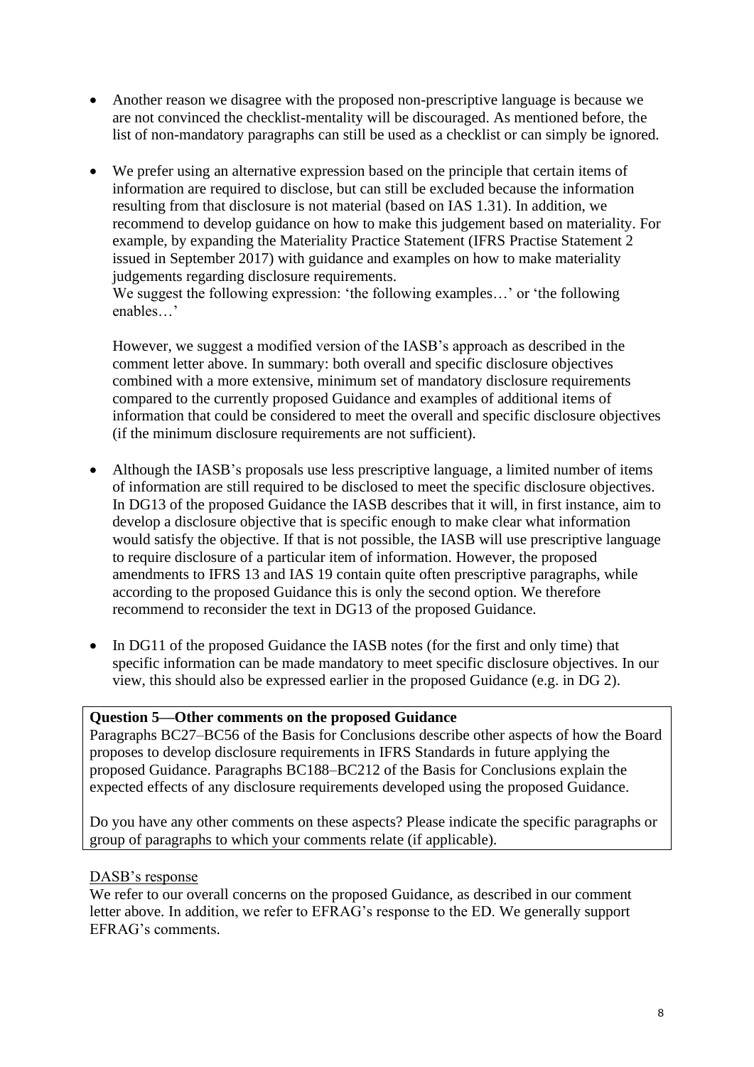- Another reason we disagree with the proposed non-prescriptive language is because we are not convinced the checklist-mentality will be discouraged. As mentioned before, the list of non-mandatory paragraphs can still be used as a checklist or can simply be ignored.

- We prefer using an alternative expression based on the principle that certain items of information are required to disclose, but can still be excluded because the information resulting from that disclosure is not material (based on IAS 1.31). In addition, we recommend to develop guidance on how to make this judgement based on materiality. For example, by expanding the Materiality Practice Statement (IFRS Practise Statement 2 issued in September 2017) with guidance and examples on how to make materiality judgements regarding disclosure requirements.
  We suggest the following expression: 'the following examples…' or 'the following enables…'

  However, we suggest a modified version of the IASB's approach as described in the comment letter above. In summary: both overall and specific disclosure objectives combined with a more extensive, minimum set of mandatory disclosure requirements compared to the currently proposed Guidance and examples of additional items of information that could be considered to meet the overall and specific disclosure objectives (if the minimum disclosure requirements are not sufficient).

- Although the IASB's proposals use less prescriptive language, a limited number of items of information are still required to be disclosed to meet the specific disclosure objectives. In DG13 of the proposed Guidance the IASB describes that it will, in first instance, aim to develop a disclosure objective that is specific enough to make clear what information would satisfy the objective. If that is not possible, the IASB will use prescriptive language to require disclosure of a particular item of information. However, the proposed amendments to IFRS 13 and IAS 19 contain quite often prescriptive paragraphs, while according to the proposed Guidance this is only the second option. We therefore recommend to reconsider the text in DG13 of the proposed Guidance.

- In DG11 of the proposed Guidance the IASB notes (for the first and only time) that specific information can be made mandatory to meet specific disclosure objectives. In our view, this should also be expressed earlier in the proposed Guidance (e.g. in DG 2).

**Question 5—Other comments on the proposed Guidance**

Paragraphs BC27–BC56 of the Basis for Conclusions describe other aspects of how the Board proposes to develop disclosure requirements in IFRS Standards in future applying the proposed Guidance. Paragraphs BC188–BC212 of the Basis for Conclusions explain the expected effects of any disclosure requirements developed using the proposed Guidance.

Do you have any other comments on these aspects? Please indicate the specific paragraphs or group of paragraphs to which your comments relate (if applicable).

DASB's response

We refer to our overall concerns on the proposed Guidance, as described in our comment letter above. In addition, we refer to EFRAG's response to the ED. We generally support EFRAG's comments.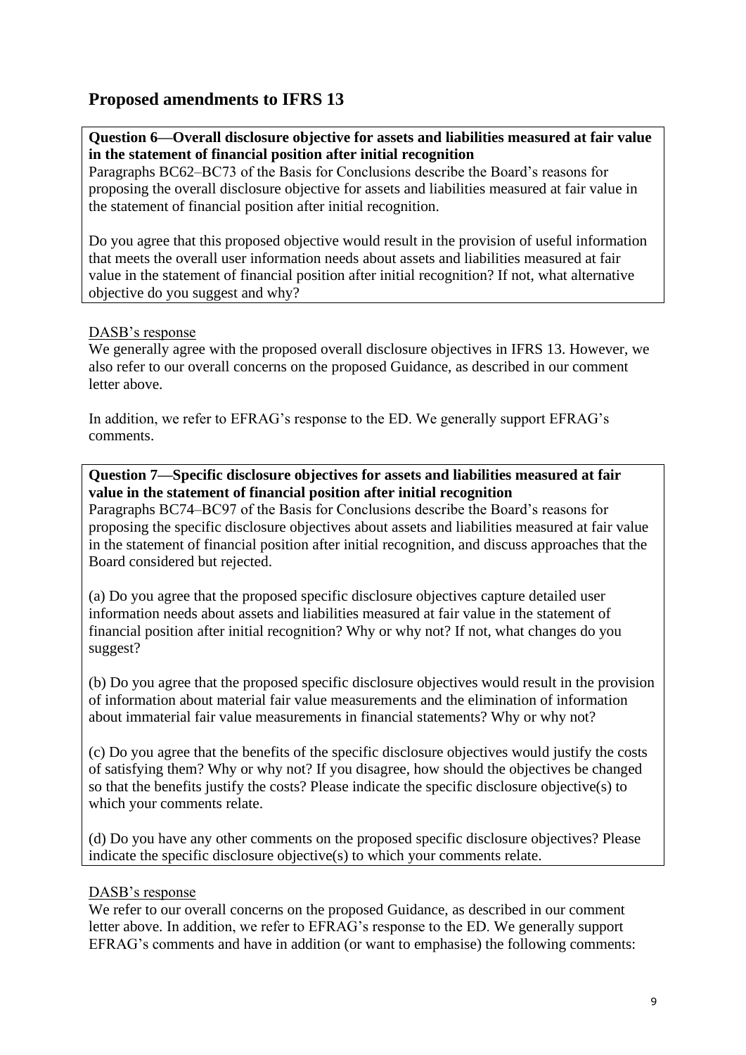## Proposed amendments to IFRS 13

**Question 6—Overall disclosure objective for assets and liabilities measured at fair value in the statement of financial position after initial recognition**

Paragraphs BC62–BC73 of the Basis for Conclusions describe the Board's reasons for proposing the overall disclosure objective for assets and liabilities measured at fair value in the statement of financial position after initial recognition.

Do you agree that this proposed objective would result in the provision of useful information that meets the overall user information needs about assets and liabilities measured at fair value in the statement of financial position after initial recognition? If not, what alternative objective do you suggest and why?

DASB's response

We generally agree with the proposed overall disclosure objectives in IFRS 13. However, we also refer to our overall concerns on the proposed Guidance, as described in our comment letter above.

In addition, we refer to EFRAG's response to the ED. We generally support EFRAG's comments.

**Question 7—Specific disclosure objectives for assets and liabilities measured at fair value in the statement of financial position after initial recognition**

Paragraphs BC74–BC97 of the Basis for Conclusions describe the Board's reasons for proposing the specific disclosure objectives about assets and liabilities measured at fair value in the statement of financial position after initial recognition, and discuss approaches that the Board considered but rejected.

(a) Do you agree that the proposed specific disclosure objectives capture detailed user information needs about assets and liabilities measured at fair value in the statement of financial position after initial recognition? Why or why not? If not, what changes do you suggest?

(b) Do you agree that the proposed specific disclosure objectives would result in the provision of information about material fair value measurements and the elimination of information about immaterial fair value measurements in financial statements? Why or why not?

(c) Do you agree that the benefits of the specific disclosure objectives would justify the costs of satisfying them? Why or why not? If you disagree, how should the objectives be changed so that the benefits justify the costs? Please indicate the specific disclosure objective(s) to which your comments relate.

(d) Do you have any other comments on the proposed specific disclosure objectives? Please indicate the specific disclosure objective(s) to which your comments relate.

DASB's response

We refer to our overall concerns on the proposed Guidance, as described in our comment letter above. In addition, we refer to EFRAG's response to the ED. We generally support EFRAG's comments and have in addition (or want to emphasise) the following comments: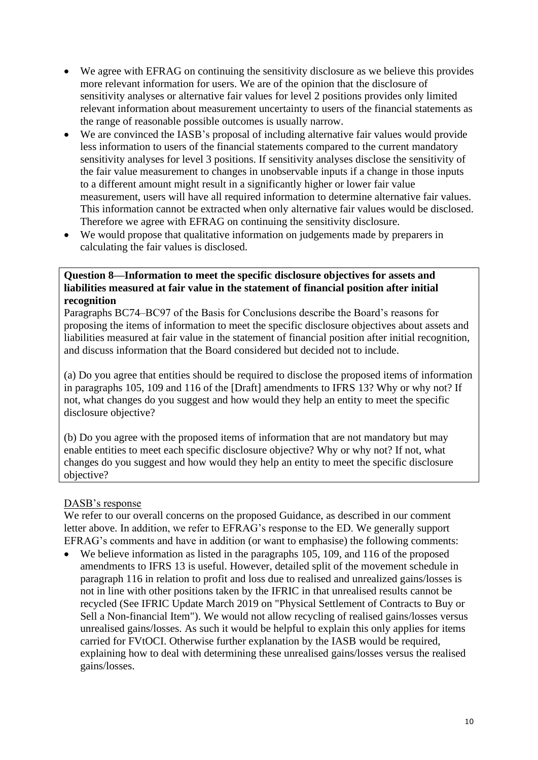- We agree with EFRAG on continuing the sensitivity disclosure as we believe this provides more relevant information for users. We are of the opinion that the disclosure of sensitivity analyses or alternative fair values for level 2 positions provides only limited relevant information about measurement uncertainty to users of the financial statements as the range of reasonable possible outcomes is usually narrow.
- We are convinced the IASB's proposal of including alternative fair values would provide less information to users of the financial statements compared to the current mandatory sensitivity analyses for level 3 positions. If sensitivity analyses disclose the sensitivity of the fair value measurement to changes in unobservable inputs if a change in those inputs to a different amount might result in a significantly higher or lower fair value measurement, users will have all required information to determine alternative fair values. This information cannot be extracted when only alternative fair values would be disclosed. Therefore we agree with EFRAG on continuing the sensitivity disclosure.
- We would propose that qualitative information on judgements made by preparers in calculating the fair values is disclosed.

**Question 8—Information to meet the specific disclosure objectives for assets and liabilities measured at fair value in the statement of financial position after initial recognition**

Paragraphs BC74–BC97 of the Basis for Conclusions describe the Board's reasons for proposing the items of information to meet the specific disclosure objectives about assets and liabilities measured at fair value in the statement of financial position after initial recognition, and discuss information that the Board considered but decided not to include.

(a) Do you agree that entities should be required to disclose the proposed items of information in paragraphs 105, 109 and 116 of the [Draft] amendments to IFRS 13? Why or why not? If not, what changes do you suggest and how would they help an entity to meet the specific disclosure objective?

(b) Do you agree with the proposed items of information that are not mandatory but may enable entities to meet each specific disclosure objective? Why or why not? If not, what changes do you suggest and how would they help an entity to meet the specific disclosure objective?

DASB's response

We refer to our overall concerns on the proposed Guidance, as described in our comment letter above. In addition, we refer to EFRAG's response to the ED. We generally support EFRAG's comments and have in addition (or want to emphasise) the following comments:

- We believe information as listed in the paragraphs 105, 109, and 116 of the proposed amendments to IFRS 13 is useful. However, detailed split of the movement schedule in paragraph 116 in relation to profit and loss due to realised and unrealized gains/losses is not in line with other positions taken by the IFRIC in that unrealised results cannot be recycled (See IFRIC Update March 2019 on "Physical Settlement of Contracts to Buy or Sell a Non-financial Item"). We would not allow recycling of realised gains/losses versus unrealised gains/losses. As such it would be helpful to explain this only applies for items carried for FVtOCI. Otherwise further explanation by the IASB would be required, explaining how to deal with determining these unrealised gains/losses versus the realised gains/losses.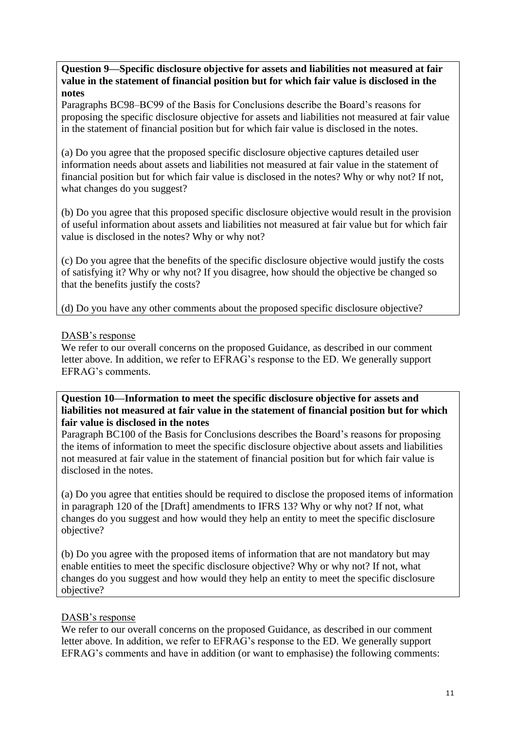**Question 9—Specific disclosure objective for assets and liabilities not measured at fair value in the statement of financial position but for which fair value is disclosed in the notes**

Paragraphs BC98–BC99 of the Basis for Conclusions describe the Board's reasons for proposing the specific disclosure objective for assets and liabilities not measured at fair value in the statement of financial position but for which fair value is disclosed in the notes.

(a) Do you agree that the proposed specific disclosure objective captures detailed user information needs about assets and liabilities not measured at fair value in the statement of financial position but for which fair value is disclosed in the notes? Why or why not? If not, what changes do you suggest?

(b) Do you agree that this proposed specific disclosure objective would result in the provision of useful information about assets and liabilities not measured at fair value but for which fair value is disclosed in the notes? Why or why not?

(c) Do you agree that the benefits of the specific disclosure objective would justify the costs of satisfying it? Why or why not? If you disagree, how should the objective be changed so that the benefits justify the costs?

(d) Do you have any other comments about the proposed specific disclosure objective?

DASB's response

We refer to our overall concerns on the proposed Guidance, as described in our comment letter above. In addition, we refer to EFRAG's response to the ED. We generally support EFRAG's comments.

**Question 10—Information to meet the specific disclosure objective for assets and liabilities not measured at fair value in the statement of financial position but for which fair value is disclosed in the notes**

Paragraph BC100 of the Basis for Conclusions describes the Board's reasons for proposing the items of information to meet the specific disclosure objective about assets and liabilities not measured at fair value in the statement of financial position but for which fair value is disclosed in the notes.

(a) Do you agree that entities should be required to disclose the proposed items of information in paragraph 120 of the [Draft] amendments to IFRS 13? Why or why not? If not, what changes do you suggest and how would they help an entity to meet the specific disclosure objective?

(b) Do you agree with the proposed items of information that are not mandatory but may enable entities to meet the specific disclosure objective? Why or why not? If not, what changes do you suggest and how would they help an entity to meet the specific disclosure objective?

DASB's response

We refer to our overall concerns on the proposed Guidance, as described in our comment letter above. In addition, we refer to EFRAG's response to the ED. We generally support EFRAG's comments and have in addition (or want to emphasise) the following comments: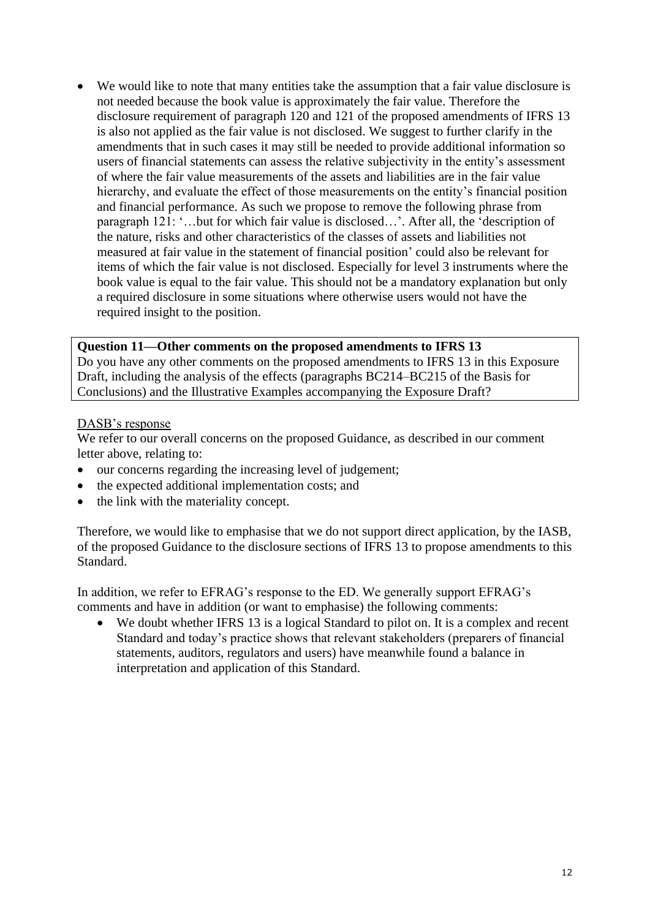- We would like to note that many entities take the assumption that a fair value disclosure is not needed because the book value is approximately the fair value. Therefore the disclosure requirement of paragraph 120 and 121 of the proposed amendments of IFRS 13 is also not applied as the fair value is not disclosed. We suggest to further clarify in the amendments that in such cases it may still be needed to provide additional information so users of financial statements can assess the relative subjectivity in the entity's assessment of where the fair value measurements of the assets and liabilities are in the fair value hierarchy, and evaluate the effect of those measurements on the entity's financial position and financial performance. As such we propose to remove the following phrase from paragraph 121: '…but for which fair value is disclosed…'. After all, the 'description of the nature, risks and other characteristics of the classes of assets and liabilities not measured at fair value in the statement of financial position' could also be relevant for items of which the fair value is not disclosed. Especially for level 3 instruments where the book value is equal to the fair value. This should not be a mandatory explanation but only a required disclosure in some situations where otherwise users would not have the required insight to the position.

**Question 11—Other comments on the proposed amendments to IFRS 13**

Do you have any other comments on the proposed amendments to IFRS 13 in this Exposure Draft, including the analysis of the effects (paragraphs BC214–BC215 of the Basis for Conclusions) and the Illustrative Examples accompanying the Exposure Draft?

<u>DASB's response</u>

We refer to our overall concerns on the proposed Guidance, as described in our comment letter above, relating to:

- our concerns regarding the increasing level of judgement;
- the expected additional implementation costs; and
- the link with the materiality concept.

Therefore, we would like to emphasise that we do not support direct application, by the IASB, of the proposed Guidance to the disclosure sections of IFRS 13 to propose amendments to this Standard.

In addition, we refer to EFRAG's response to the ED. We generally support EFRAG's comments and have in addition (or want to emphasise) the following comments:

- We doubt whether IFRS 13 is a logical Standard to pilot on. It is a complex and recent Standard and today's practice shows that relevant stakeholders (preparers of financial statements, auditors, regulators and users) have meanwhile found a balance in interpretation and application of this Standard.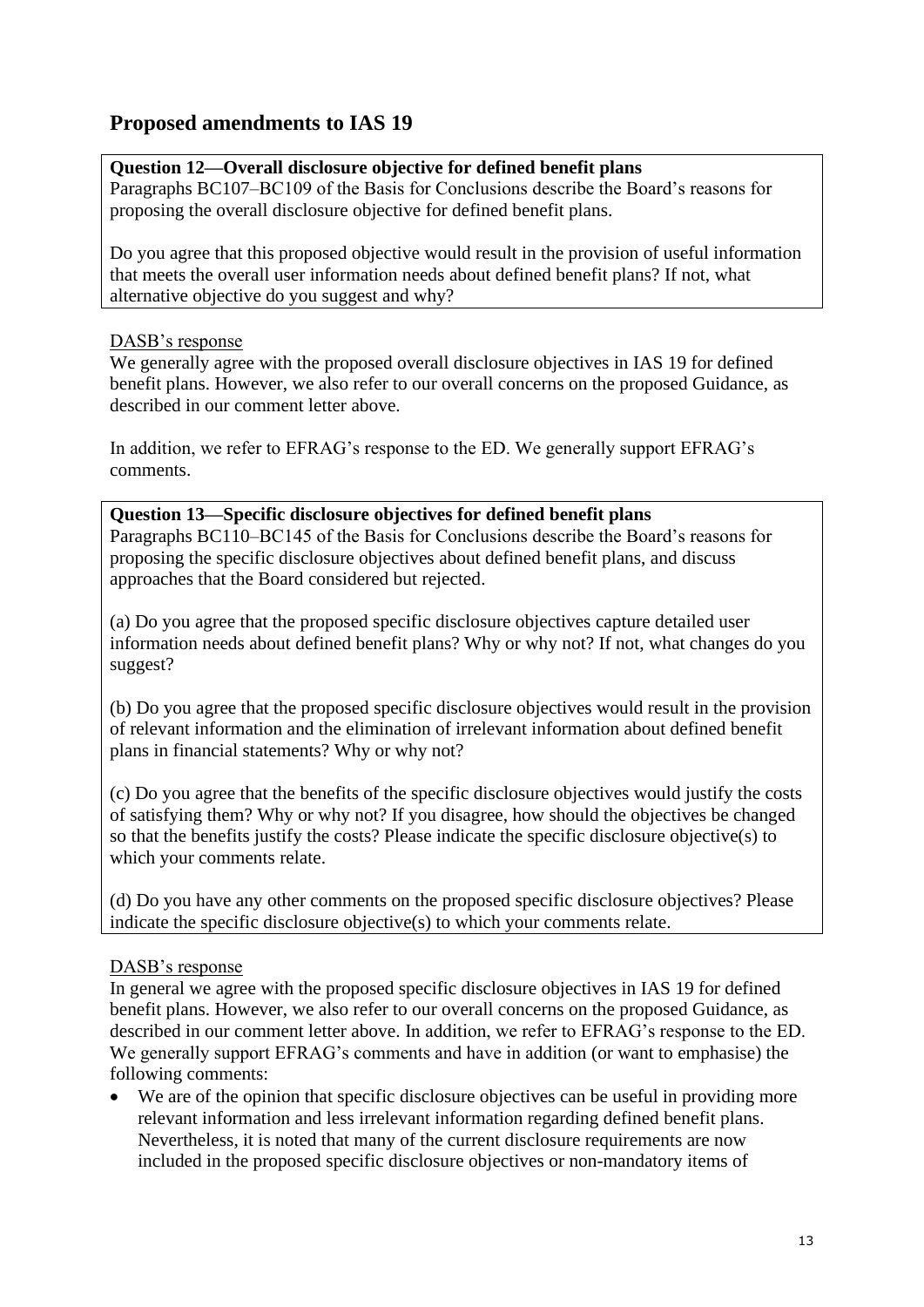## Proposed amendments to IAS 19

**Question 12—Overall disclosure objective for defined benefit plans**
Paragraphs BC107–BC109 of the Basis for Conclusions describe the Board's reasons for proposing the overall disclosure objective for defined benefit plans.

Do you agree that this proposed objective would result in the provision of useful information that meets the overall user information needs about defined benefit plans? If not, what alternative objective do you suggest and why?

DASB's response
We generally agree with the proposed overall disclosure objectives in IAS 19 for defined benefit plans. However, we also refer to our overall concerns on the proposed Guidance, as described in our comment letter above.

In addition, we refer to EFRAG's response to the ED. We generally support EFRAG's comments.

**Question 13—Specific disclosure objectives for defined benefit plans**
Paragraphs BC110–BC145 of the Basis for Conclusions describe the Board's reasons for proposing the specific disclosure objectives about defined benefit plans, and discuss approaches that the Board considered but rejected.

(a) Do you agree that the proposed specific disclosure objectives capture detailed user information needs about defined benefit plans? Why or why not? If not, what changes do you suggest?

(b) Do you agree that the proposed specific disclosure objectives would result in the provision of relevant information and the elimination of irrelevant information about defined benefit plans in financial statements? Why or why not?

(c) Do you agree that the benefits of the specific disclosure objectives would justify the costs of satisfying them? Why or why not? If you disagree, how should the objectives be changed so that the benefits justify the costs? Please indicate the specific disclosure objective(s) to which your comments relate.

(d) Do you have any other comments on the proposed specific disclosure objectives? Please indicate the specific disclosure objective(s) to which your comments relate.

DASB's response
In general we agree with the proposed specific disclosure objectives in IAS 19 for defined benefit plans. However, we also refer to our overall concerns on the proposed Guidance, as described in our comment letter above. In addition, we refer to EFRAG's response to the ED. We generally support EFRAG's comments and have in addition (or want to emphasise) the following comments:

- We are of the opinion that specific disclosure objectives can be useful in providing more relevant information and less irrelevant information regarding defined benefit plans. Nevertheless, it is noted that many of the current disclosure requirements are now included in the proposed specific disclosure objectives or non-mandatory items of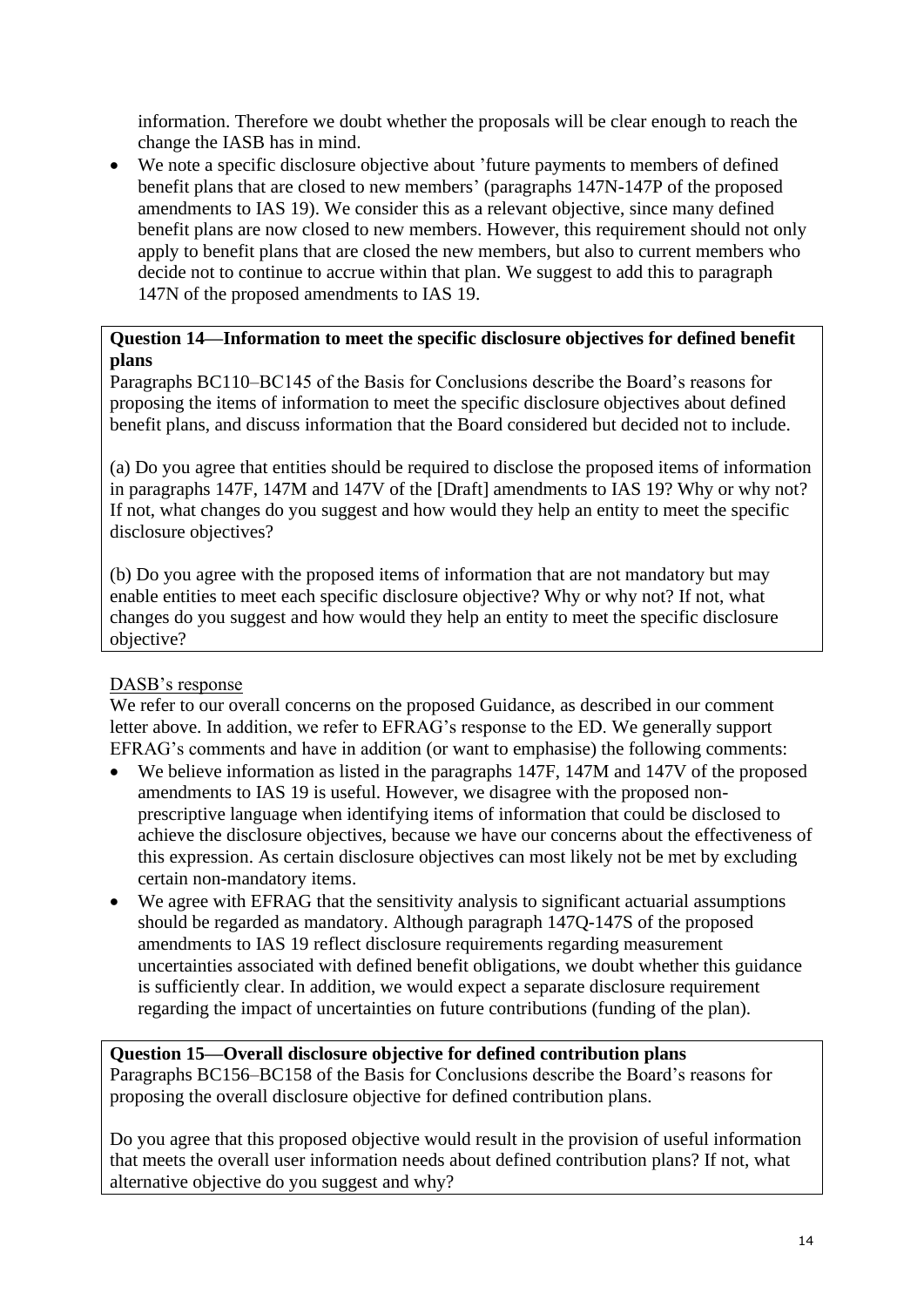information. Therefore we doubt whether the proposals will be clear enough to reach the change the IASB has in mind.

- We note a specific disclosure objective about 'future payments to members of defined benefit plans that are closed to new members' (paragraphs 147N-147P of the proposed amendments to IAS 19). We consider this as a relevant objective, since many defined benefit plans are now closed to new members. However, this requirement should not only apply to benefit plans that are closed the new members, but also to current members who decide not to continue to accrue within that plan. We suggest to add this to paragraph 147N of the proposed amendments to IAS 19.

**Question 14—Information to meet the specific disclosure objectives for defined benefit plans**

Paragraphs BC110–BC145 of the Basis for Conclusions describe the Board's reasons for proposing the items of information to meet the specific disclosure objectives about defined benefit plans, and discuss information that the Board considered but decided not to include.

(a) Do you agree that entities should be required to disclose the proposed items of information in paragraphs 147F, 147M and 147V of the [Draft] amendments to IAS 19? Why or why not? If not, what changes do you suggest and how would they help an entity to meet the specific disclosure objectives?

(b) Do you agree with the proposed items of information that are not mandatory but may enable entities to meet each specific disclosure objective? Why or why not? If not, what changes do you suggest and how would they help an entity to meet the specific disclosure objective?

DASB's response

We refer to our overall concerns on the proposed Guidance, as described in our comment letter above. In addition, we refer to EFRAG's response to the ED. We generally support EFRAG's comments and have in addition (or want to emphasise) the following comments:

- We believe information as listed in the paragraphs 147F, 147M and 147V of the proposed amendments to IAS 19 is useful. However, we disagree with the proposed non-prescriptive language when identifying items of information that could be disclosed to achieve the disclosure objectives, because we have our concerns about the effectiveness of this expression. As certain disclosure objectives can most likely not be met by excluding certain non-mandatory items.
- We agree with EFRAG that the sensitivity analysis to significant actuarial assumptions should be regarded as mandatory. Although paragraph 147Q-147S of the proposed amendments to IAS 19 reflect disclosure requirements regarding measurement uncertainties associated with defined benefit obligations, we doubt whether this guidance is sufficiently clear. In addition, we would expect a separate disclosure requirement regarding the impact of uncertainties on future contributions (funding of the plan).

**Question 15—Overall disclosure objective for defined contribution plans**

Paragraphs BC156–BC158 of the Basis for Conclusions describe the Board's reasons for proposing the overall disclosure objective for defined contribution plans.

Do you agree that this proposed objective would result in the provision of useful information that meets the overall user information needs about defined contribution plans? If not, what alternative objective do you suggest and why?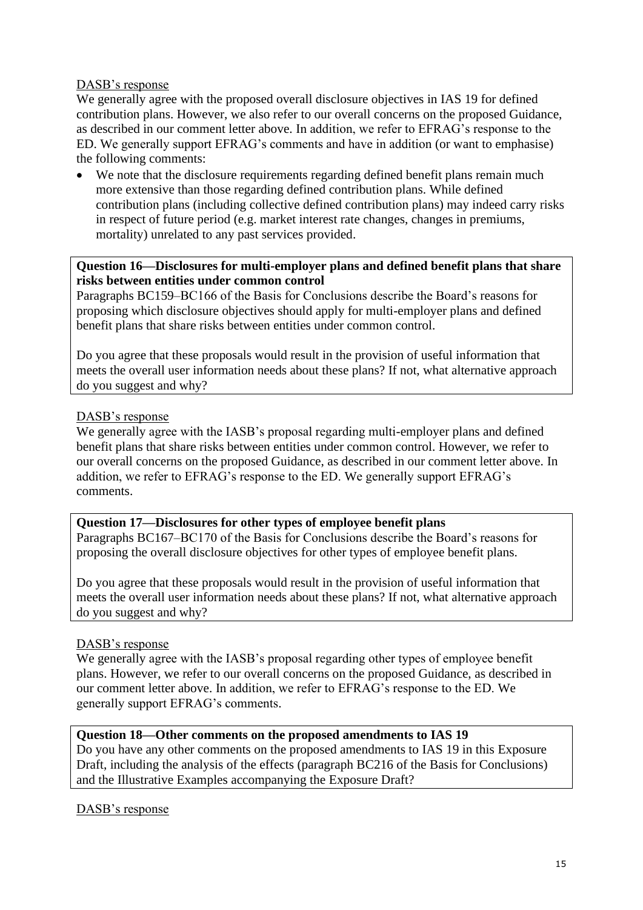DASB's response

We generally agree with the proposed overall disclosure objectives in IAS 19 for defined contribution plans. However, we also refer to our overall concerns on the proposed Guidance, as described in our comment letter above. In addition, we refer to EFRAG's response to the ED. We generally support EFRAG's comments and have in addition (or want to emphasise) the following comments:

- We note that the disclosure requirements regarding defined benefit plans remain much more extensive than those regarding defined contribution plans. While defined contribution plans (including collective defined contribution plans) may indeed carry risks in respect of future period (e.g. market interest rate changes, changes in premiums, mortality) unrelated to any past services provided.

**Question 16—Disclosures for multi-employer plans and defined benefit plans that share risks between entities under common control**

Paragraphs BC159–BC166 of the Basis for Conclusions describe the Board's reasons for proposing which disclosure objectives should apply for multi-employer plans and defined benefit plans that share risks between entities under common control.

Do you agree that these proposals would result in the provision of useful information that meets the overall user information needs about these plans? If not, what alternative approach do you suggest and why?

DASB's response

We generally agree with the IASB's proposal regarding multi-employer plans and defined benefit plans that share risks between entities under common control. However, we refer to our overall concerns on the proposed Guidance, as described in our comment letter above. In addition, we refer to EFRAG's response to the ED. We generally support EFRAG's comments.

**Question 17—Disclosures for other types of employee benefit plans**

Paragraphs BC167–BC170 of the Basis for Conclusions describe the Board's reasons for proposing the overall disclosure objectives for other types of employee benefit plans.

Do you agree that these proposals would result in the provision of useful information that meets the overall user information needs about these plans? If not, what alternative approach do you suggest and why?

DASB's response

We generally agree with the IASB's proposal regarding other types of employee benefit plans. However, we refer to our overall concerns on the proposed Guidance, as described in our comment letter above. In addition, we refer to EFRAG's response to the ED. We generally support EFRAG's comments.

**Question 18—Other comments on the proposed amendments to IAS 19**

Do you have any other comments on the proposed amendments to IAS 19 in this Exposure Draft, including the analysis of the effects (paragraph BC216 of the Basis for Conclusions) and the Illustrative Examples accompanying the Exposure Draft?

DASB's response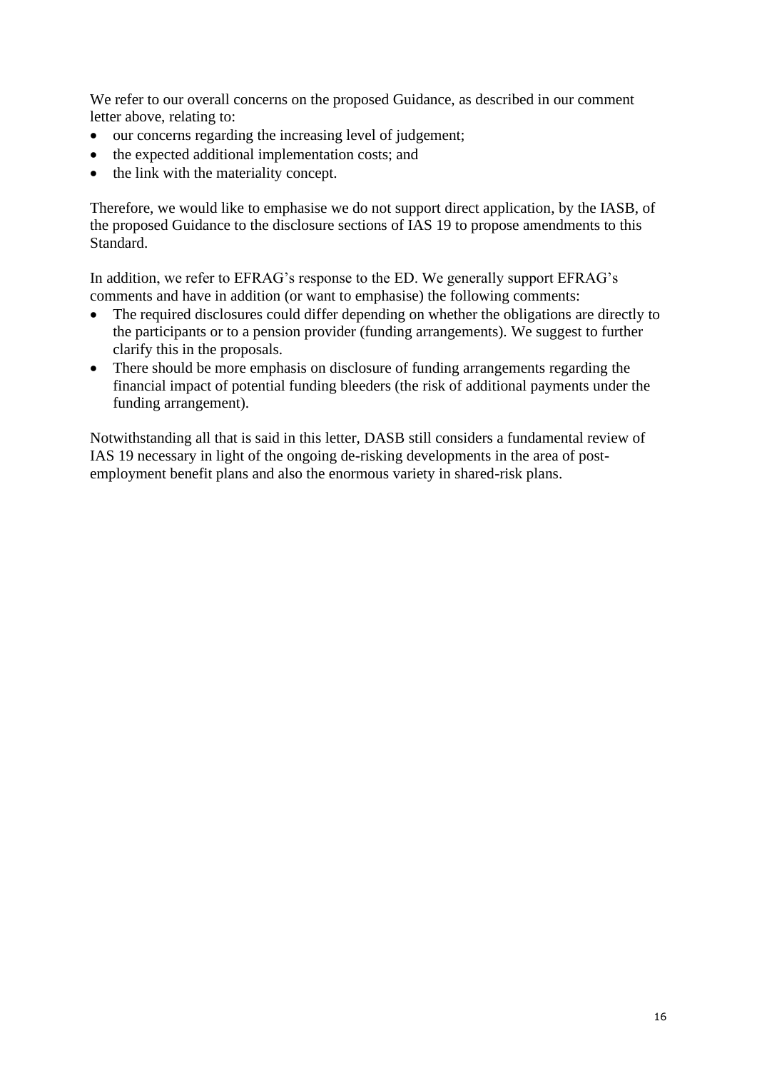We refer to our overall concerns on the proposed Guidance, as described in our comment letter above, relating to:

- our concerns regarding the increasing level of judgement;
- the expected additional implementation costs; and
- the link with the materiality concept.

Therefore, we would like to emphasise we do not support direct application, by the IASB, of the proposed Guidance to the disclosure sections of IAS 19 to propose amendments to this Standard.

In addition, we refer to EFRAG's response to the ED. We generally support EFRAG's comments and have in addition (or want to emphasise) the following comments:

- The required disclosures could differ depending on whether the obligations are directly to the participants or to a pension provider (funding arrangements). We suggest to further clarify this in the proposals.
- There should be more emphasis on disclosure of funding arrangements regarding the financial impact of potential funding bleeders (the risk of additional payments under the funding arrangement).

Notwithstanding all that is said in this letter, DASB still considers a fundamental review of IAS 19 necessary in light of the ongoing de-risking developments in the area of post-employment benefit plans and also the enormous variety in shared-risk plans.